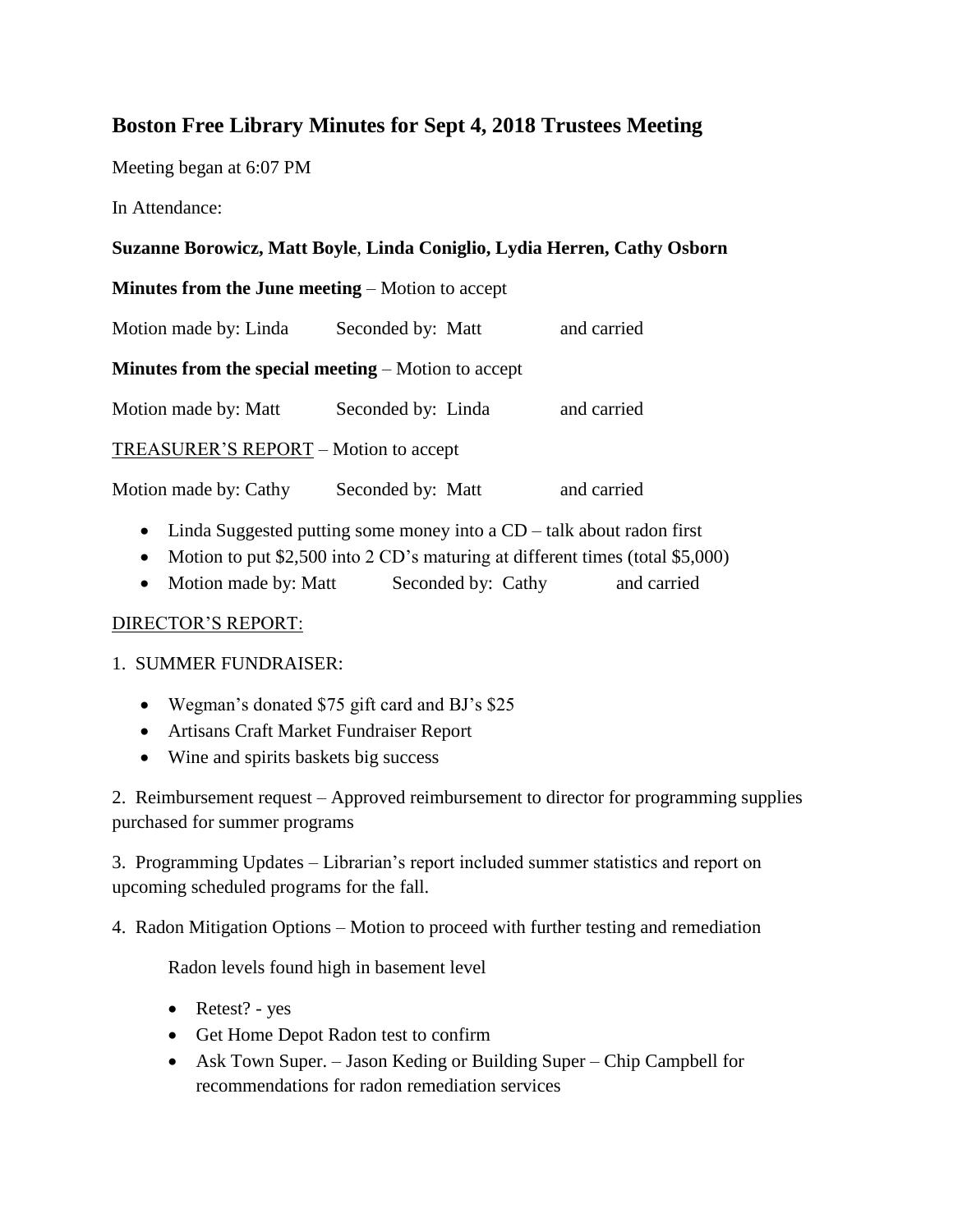## Boston Free Library Minutes for Sept 4, 2018 Trustees Meeting

Meeting began at 6:07 PM

In Attendance:

**Suzanne Borowicz, Matt Boyle**, **Linda Coniglio, Lydia Herren, Cathy Osborn**

**Minutes from the June meeting** – Motion to accept

Motion made by: Linda  Seconded by: Matt  and carried

**Minutes from the special meeting** – Motion to accept

Motion made by: Matt  Seconded by: Linda  and carried

TREASURER'S REPORT – Motion to accept

Motion made by: Cathy  Seconded by: Matt  and carried

- Linda Suggested putting some money into a CD – talk about radon first
- Motion to put $2,500 into 2 CD's maturing at different times (total $5,000)
- Motion made by: Matt  Seconded by: Cathy  and carried

DIRECTOR'S REPORT:

1. SUMMER FUNDRAISER:

- Wegman's donated $75 gift card and BJ's $25
- Artisans Craft Market Fundraiser Report
- Wine and spirits baskets big success

2. Reimbursement request – Approved reimbursement to director for programming supplies purchased for summer programs

3. Programming Updates – Librarian's report included summer statistics and report on upcoming scheduled programs for the fall.

4. Radon Mitigation Options – Motion to proceed with further testing and remediation

Radon levels found high in basement level

- Retest? - yes
- Get Home Depot Radon test to confirm
- Ask Town Super. – Jason Keding or Building Super – Chip Campbell for recommendations for radon remediation services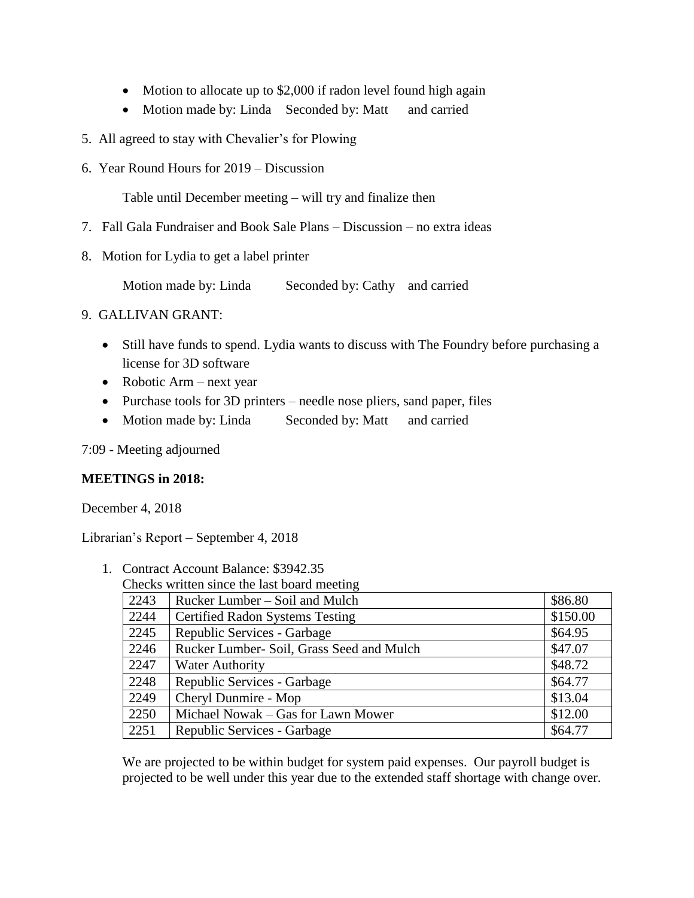- Motion to allocate up to $2,000 if radon level found high again
- Motion made by: Linda Seconded by: Matt and carried

5. All agreed to stay with Chevalier's for Plowing

6. Year Round Hours for 2019 – Discussion

   Table until December meeting – will try and finalize then

7. Fall Gala Fundraiser and Book Sale Plans – Discussion – no extra ideas

8. Motion for Lydia to get a label printer

   Motion made by: Linda Seconded by: Cathy and carried

9. GALLIVAN GRANT:

   - Still have funds to spend. Lydia wants to discuss with The Foundry before purchasing a license for 3D software
   - Robotic Arm – next year
   - Purchase tools for 3D printers – needle nose pliers, sand paper, files
   - Motion made by: Linda Seconded by: Matt and carried

7:09 - Meeting adjourned

**MEETINGS in 2018:**

December 4, 2018

Librarian's Report – September 4, 2018

1. Contract Account Balance: $3942.35

   Checks written since the last board meeting

| | | |
|---|---|---|
| 2243 | Rucker Lumber – Soil and Mulch | $86.80 |
| 2244 | Certified Radon Systems Testing | $150.00 |
| 2245 | Republic Services - Garbage | $64.95 |
| 2246 | Rucker Lumber- Soil, Grass Seed and Mulch | $47.07 |
| 2247 | Water Authority | $48.72 |
| 2248 | Republic Services - Garbage | $64.77 |
| 2249 | Cheryl Dunmire - Mop | $13.04 |
| 2250 | Michael Nowak – Gas for Lawn Mower | $12.00 |
| 2251 | Republic Services - Garbage | $64.77 |

   We are projected to be within budget for system paid expenses. Our payroll budget is projected to be well under this year due to the extended staff shortage with change over.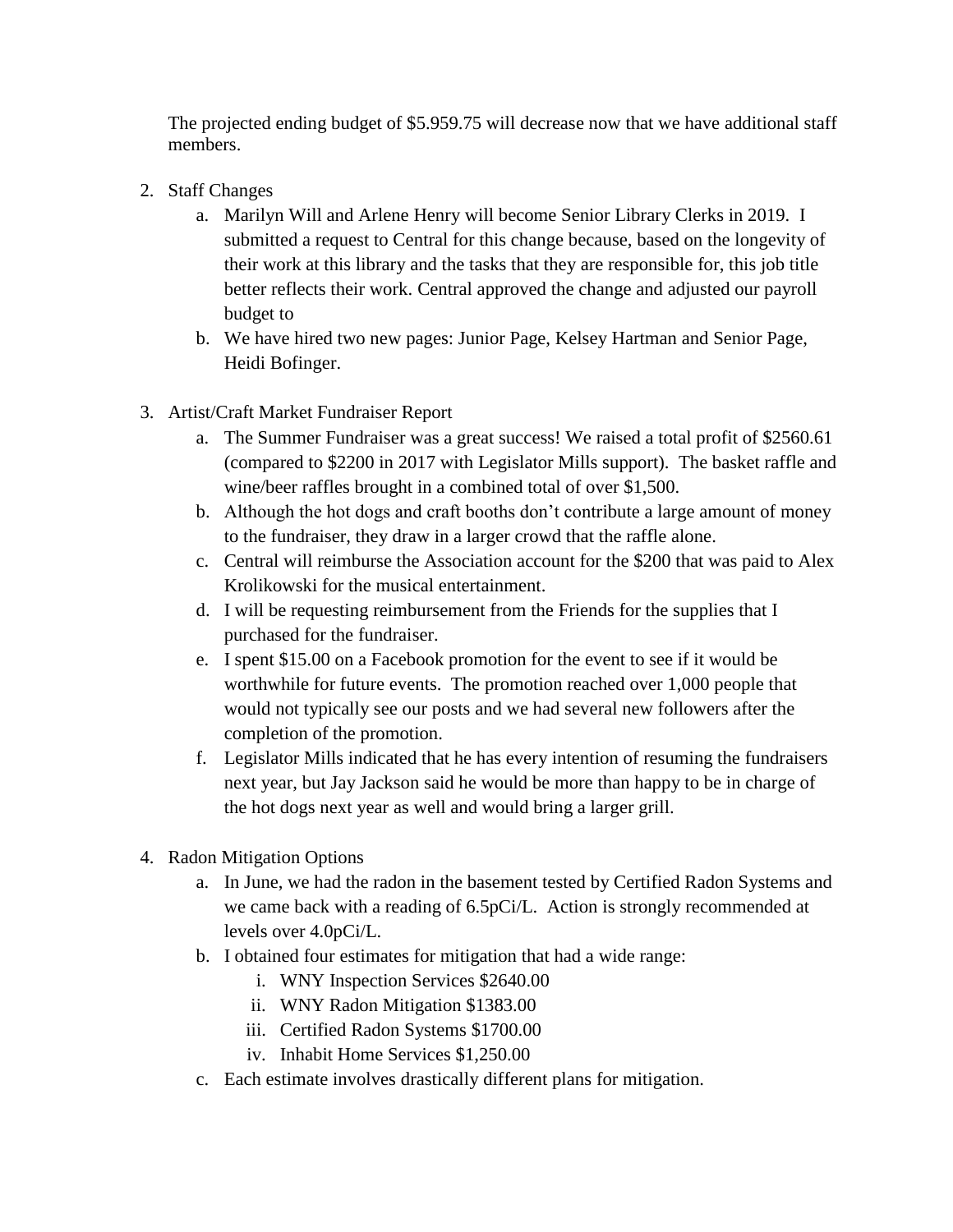The projected ending budget of $5.959.75 will decrease now that we have additional staff members.

2. Staff Changes
    a. Marilyn Will and Arlene Henry will become Senior Library Clerks in 2019. I submitted a request to Central for this change because, based on the longevity of their work at this library and the tasks that they are responsible for, this job title better reflects their work. Central approved the change and adjusted our payroll budget to
    b. We have hired two new pages: Junior Page, Kelsey Hartman and Senior Page, Heidi Bofinger.

3. Artist/Craft Market Fundraiser Report
    a. The Summer Fundraiser was a great success! We raised a total profit of $2560.61 (compared to $2200 in 2017 with Legislator Mills support). The basket raffle and wine/beer raffles brought in a combined total of over $1,500.
    b. Although the hot dogs and craft booths don't contribute a large amount of money to the fundraiser, they draw in a larger crowd that the raffle alone.
    c. Central will reimburse the Association account for the $200 that was paid to Alex Krolikowski for the musical entertainment.
    d. I will be requesting reimbursement from the Friends for the supplies that I purchased for the fundraiser.
    e. I spent $15.00 on a Facebook promotion for the event to see if it would be worthwhile for future events. The promotion reached over 1,000 people that would not typically see our posts and we had several new followers after the completion of the promotion.
    f. Legislator Mills indicated that he has every intention of resuming the fundraisers next year, but Jay Jackson said he would be more than happy to be in charge of the hot dogs next year as well and would bring a larger grill.

4. Radon Mitigation Options
    a. In June, we had the radon in the basement tested by Certified Radon Systems and we came back with a reading of 6.5pCi/L. Action is strongly recommended at levels over 4.0pCi/L.
    b. I obtained four estimates for mitigation that had a wide range:
        i. WNY Inspection Services $2640.00
        ii. WNY Radon Mitigation $1383.00
        iii. Certified Radon Systems $1700.00
        iv. Inhabit Home Services $1,250.00
    c. Each estimate involves drastically different plans for mitigation.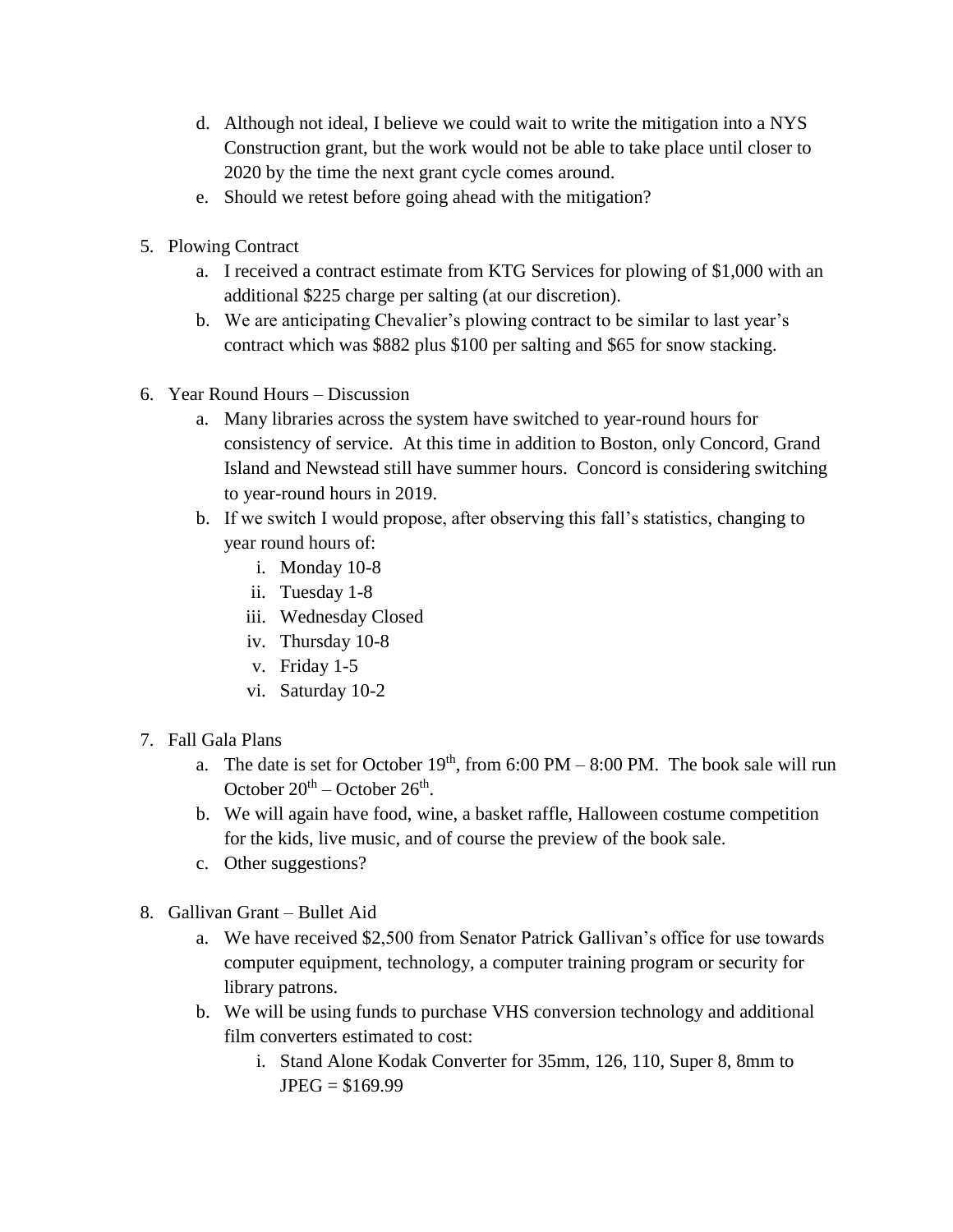d. Although not ideal, I believe we could wait to write the mitigation into a NYS Construction grant, but the work would not be able to take place until closer to 2020 by the time the next grant cycle comes around.
   e. Should we retest before going ahead with the mitigation?

5. Plowing Contract
   a. I received a contract estimate from KTG Services for plowing of $1,000 with an additional $225 charge per salting (at our discretion).
   b. We are anticipating Chevalier's plowing contract to be similar to last year's contract which was $882 plus $100 per salting and $65 for snow stacking.

6. Year Round Hours – Discussion
   a. Many libraries across the system have switched to year-round hours for consistency of service. At this time in addition to Boston, only Concord, Grand Island and Newstead still have summer hours. Concord is considering switching to year-round hours in 2019.
   b. If we switch I would propose, after observing this fall's statistics, changing to year round hours of:
      i. Monday 10-8
      ii. Tuesday 1-8
      iii. Wednesday Closed
      iv. Thursday 10-8
      v. Friday 1-5
      vi. Saturday 10-2

7. Fall Gala Plans
   a. The date is set for October 19th, from 6:00 PM – 8:00 PM. The book sale will run October 20th – October 26th.
   b. We will again have food, wine, a basket raffle, Halloween costume competition for the kids, live music, and of course the preview of the book sale.
   c. Other suggestions?

8. Gallivan Grant – Bullet Aid
   a. We have received $2,500 from Senator Patrick Gallivan's office for use towards computer equipment, technology, a computer training program or security for library patrons.
   b. We will be using funds to purchase VHS conversion technology and additional film converters estimated to cost:
      i. Stand Alone Kodak Converter for 35mm, 126, 110, Super 8, 8mm to JPEG = $169.99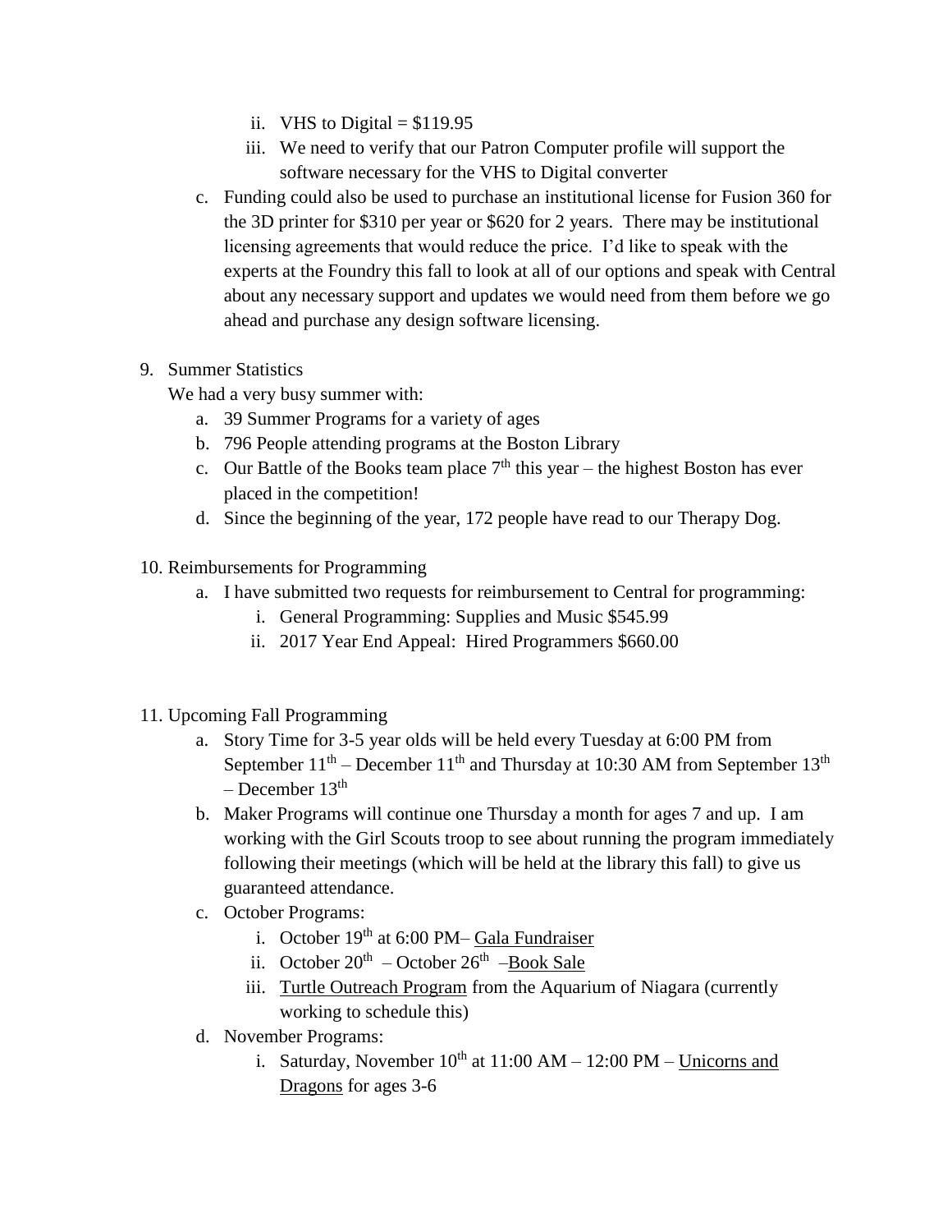ii. VHS to Digital = $119.95
   iii. We need to verify that our Patron Computer profile will support the software necessary for the VHS to Digital converter

c. Funding could also be used to purchase an institutional license for Fusion 360 for the 3D printer for $310 per year or $620 for 2 years. There may be institutional licensing agreements that would reduce the price. I'd like to speak with the experts at the Foundry this fall to look at all of our options and speak with Central about any necessary support and updates we would need from them before we go ahead and purchase any design software licensing.

9. Summer Statistics
   We had a very busy summer with:
   a. 39 Summer Programs for a variety of ages
   b. 796 People attending programs at the Boston Library
   c. Our Battle of the Books team place 7th this year – the highest Boston has ever placed in the competition!
   d. Since the beginning of the year, 172 people have read to our Therapy Dog.

10. Reimbursements for Programming
    a. I have submitted two requests for reimbursement to Central for programming:
       i. General Programming: Supplies and Music $545.99
       ii. 2017 Year End Appeal: Hired Programmers $660.00

11. Upcoming Fall Programming
    a. Story Time for 3-5 year olds will be held every Tuesday at 6:00 PM from September 11th – December 11th and Thursday at 10:30 AM from September 13th – December 13th
    b. Maker Programs will continue one Thursday a month for ages 7 and up. I am working with the Girl Scouts troop to see about running the program immediately following their meetings (which will be held at the library this fall) to give us guaranteed attendance.
    c. October Programs:
       i. October 19th at 6:00 PM– <u>Gala Fundraiser</u>
       ii. October 20th – October 26th –<u>Book Sale</u>
       iii. <u>Turtle Outreach Program</u> from the Aquarium of Niagara (currently working to schedule this)
    d. November Programs:
       i. Saturday, November 10th at 11:00 AM – 12:00 PM – <u>Unicorns and Dragons</u> for ages 3-6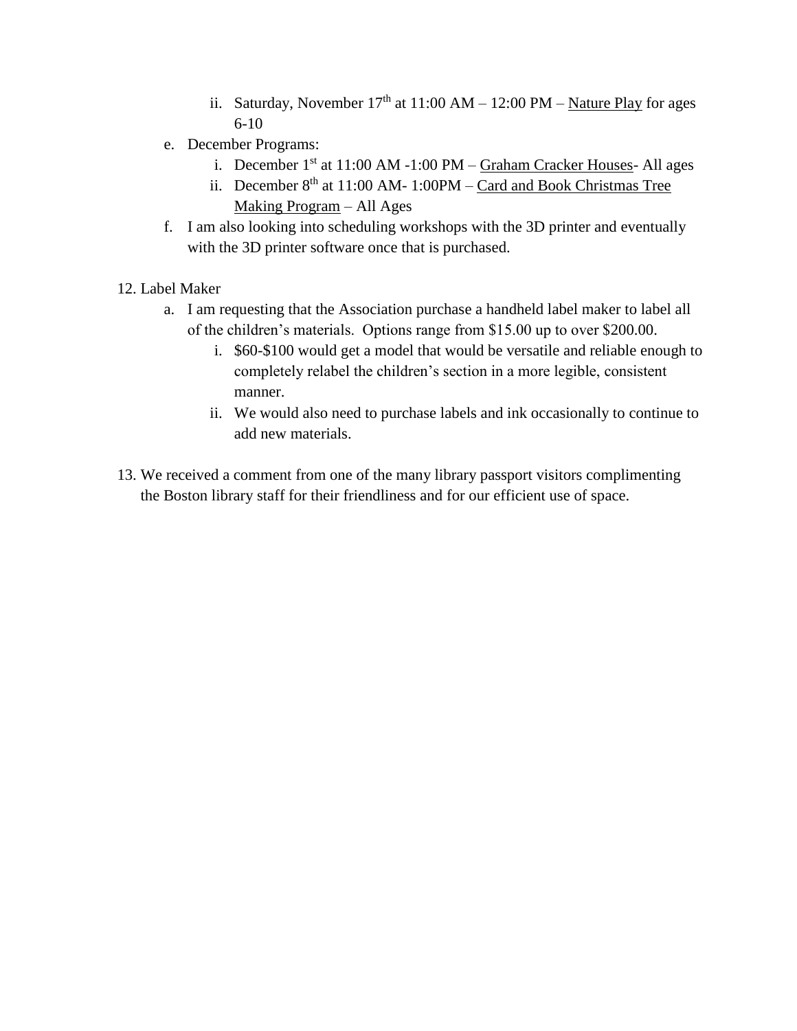ii. Saturday, November 17th at 11:00 AM – 12:00 PM – Nature Play for ages 6-10

e. December Programs:
   i. December 1st at 11:00 AM -1:00 PM – Graham Cracker Houses- All ages
   ii. December 8th at 11:00 AM- 1:00PM – Card and Book Christmas Tree Making Program – All Ages

f. I am also looking into scheduling workshops with the 3D printer and eventually with the 3D printer software once that is purchased.

12. Label Maker
    a. I am requesting that the Association purchase a handheld label maker to label all of the children's materials. Options range from $15.00 up to over $200.00.
       i. $60-$100 would get a model that would be versatile and reliable enough to completely relabel the children's section in a more legible, consistent manner.
       ii. We would also need to purchase labels and ink occasionally to continue to add new materials.

13. We received a comment from one of the many library passport visitors complimenting the Boston library staff for their friendliness and for our efficient use of space.